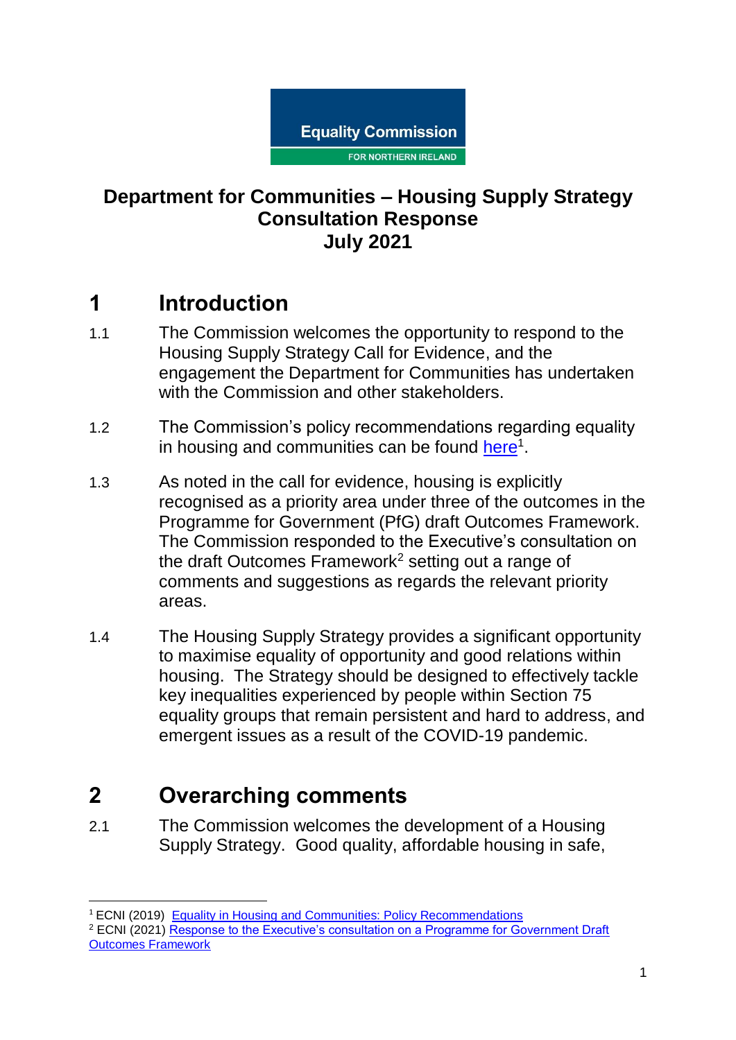Equality Commission FOR NORTHERN IRELAND

**Department for Communities – Housing Supply Strategy Consultation Response**
**July 2021**

# 1 Introduction

1.1 The Commission welcomes the opportunity to respond to the Housing Supply Strategy Call for Evidence, and the engagement the Department for Communities has undertaken with the Commission and other stakeholders.

1.2 The Commission's policy recommendations regarding equality in housing and communities can be found here[1].

1.3 As noted in the call for evidence, housing is explicitly recognised as a priority area under three of the outcomes in the Programme for Government (PfG) draft Outcomes Framework. The Commission responded to the Executive's consultation on the draft Outcomes Framework[2] setting out a range of comments and suggestions as regards the relevant priority areas.

1.4 The Housing Supply Strategy provides a significant opportunity to maximise equality of opportunity and good relations within housing. The Strategy should be designed to effectively tackle key inequalities experienced by people within Section 75 equality groups that remain persistent and hard to address, and emergent issues as a result of the COVID-19 pandemic.

# 2 Overarching comments

2.1 The Commission welcomes the development of a Housing Supply Strategy. Good quality, affordable housing in safe,

---

[1] ECNI (2019) Equality in Housing and Communities: Policy Recommendations

[2] ECNI (2021) Response to the Executive's consultation on a Programme for Government Draft Outcomes Framework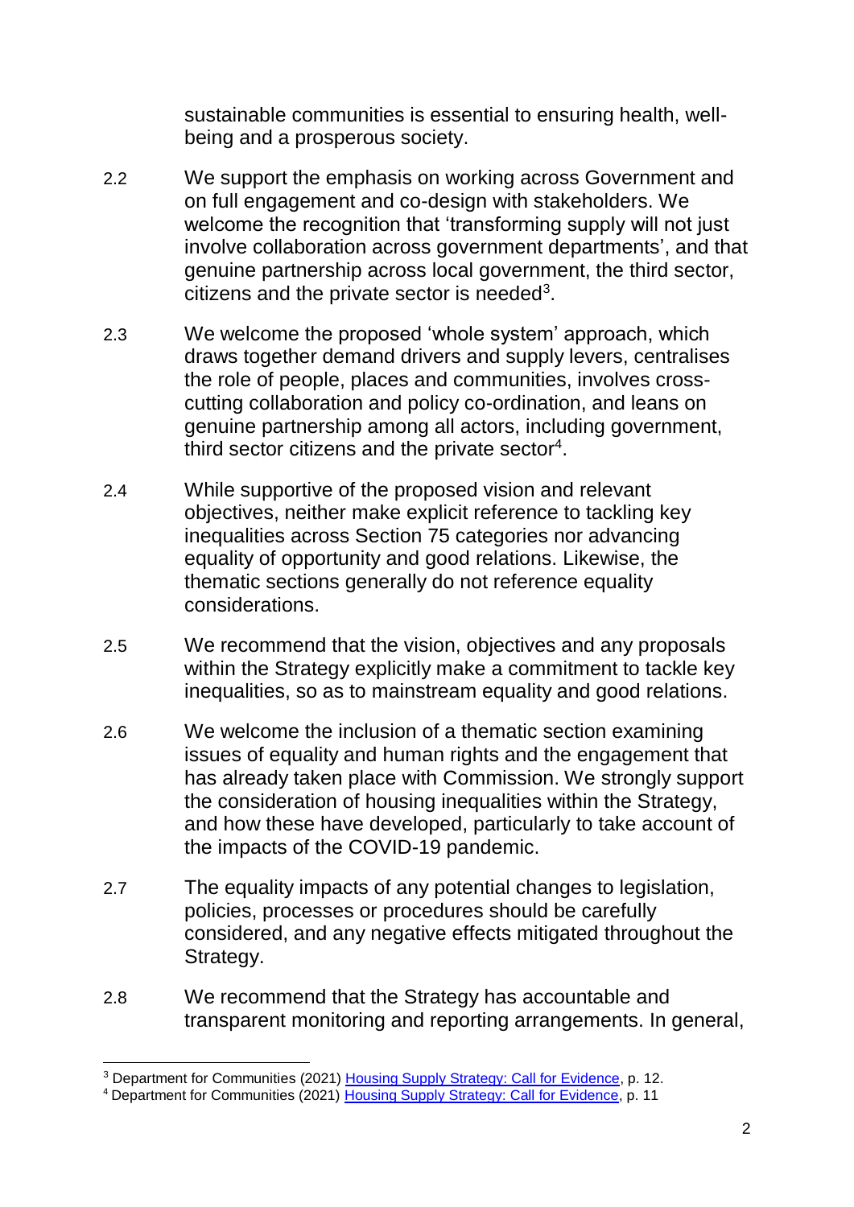sustainable communities is essential to ensuring health, well-being and a prosperous society.

2.2 We support the emphasis on working across Government and on full engagement and co-design with stakeholders. We welcome the recognition that 'transforming supply will not just involve collaboration across government departments', and that genuine partnership across local government, the third sector, citizens and the private sector is needed[3].

2.3 We welcome the proposed 'whole system' approach, which draws together demand drivers and supply levers, centralises the role of people, places and communities, involves cross-cutting collaboration and policy co-ordination, and leans on genuine partnership among all actors, including government, third sector citizens and the private sector[4].

2.4 While supportive of the proposed vision and relevant objectives, neither make explicit reference to tackling key inequalities across Section 75 categories nor advancing equality of opportunity and good relations. Likewise, the thematic sections generally do not reference equality considerations.

2.5 We recommend that the vision, objectives and any proposals within the Strategy explicitly make a commitment to tackle key inequalities, so as to mainstream equality and good relations.

2.6 We welcome the inclusion of a thematic section examining issues of equality and human rights and the engagement that has already taken place with Commission. We strongly support the consideration of housing inequalities within the Strategy, and how these have developed, particularly to take account of the impacts of the COVID-19 pandemic.

2.7 The equality impacts of any potential changes to legislation, policies, processes or procedures should be carefully considered, and any negative effects mitigated throughout the Strategy.

2.8 We recommend that the Strategy has accountable and transparent monitoring and reporting arrangements. In general,

---

[3] Department for Communities (2021) [Housing Supply Strategy: Call for Evidence](), p. 12.

[4] Department for Communities (2021) [Housing Supply Strategy: Call for Evidence](), p. 11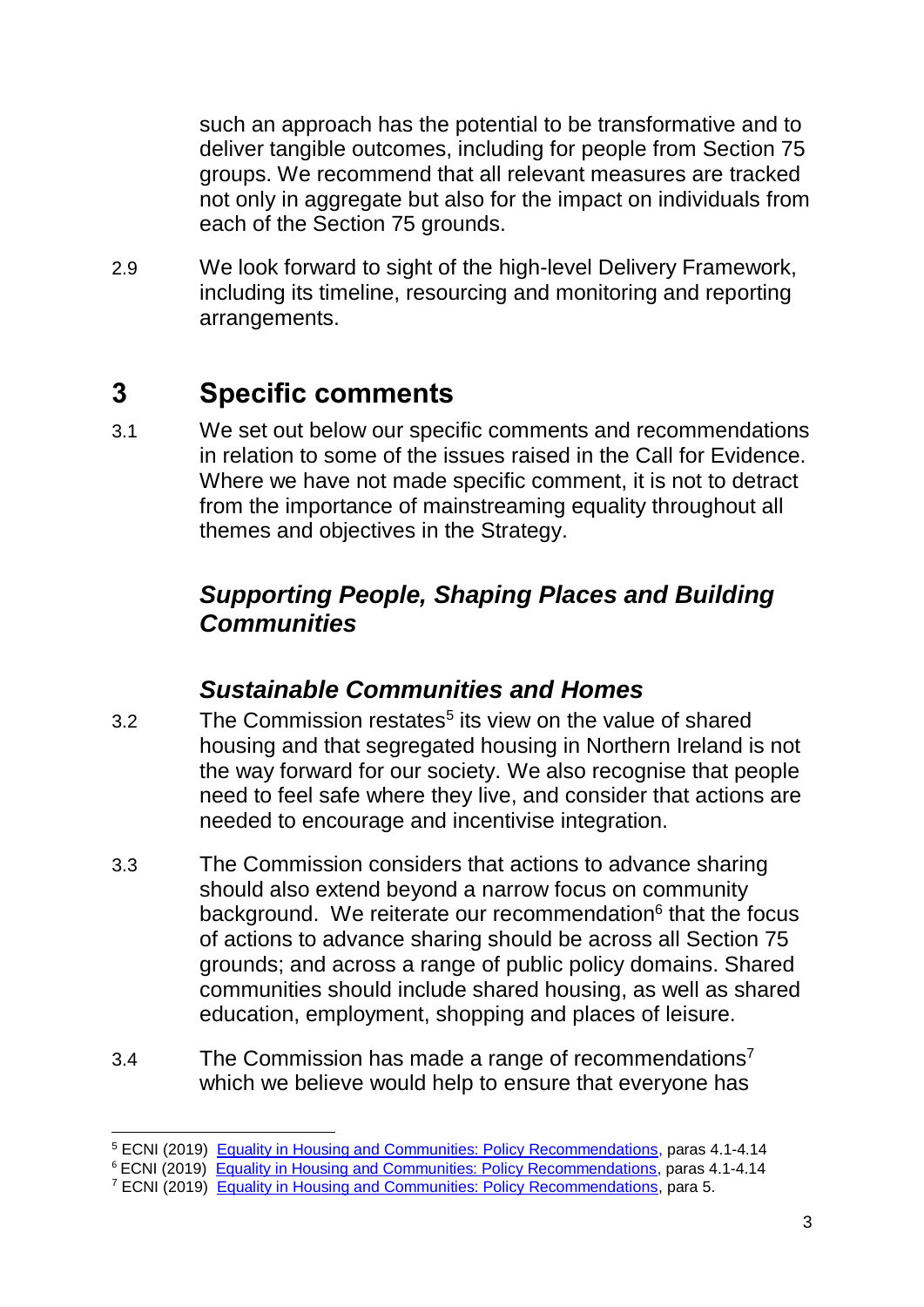such an approach has the potential to be transformative and to deliver tangible outcomes, including for people from Section 75 groups. We recommend that all relevant measures are tracked not only in aggregate but also for the impact on individuals from each of the Section 75 grounds.

2.9 We look forward to sight of the high-level Delivery Framework, including its timeline, resourcing and monitoring and reporting arrangements.

# 3 Specific comments

3.1 We set out below our specific comments and recommendations in relation to some of the issues raised in the Call for Evidence. Where we have not made specific comment, it is not to detract from the importance of mainstreaming equality throughout all themes and objectives in the Strategy.

## *Supporting People, Shaping Places and Building Communities*

### *Sustainable Communities and Homes*

3.2 The Commission restates[5] its view on the value of shared housing and that segregated housing in Northern Ireland is not the way forward for our society. We also recognise that people need to feel safe where they live, and consider that actions are needed to encourage and incentivise integration.

3.3 The Commission considers that actions to advance sharing should also extend beyond a narrow focus on community background. We reiterate our recommendation[6] that the focus of actions to advance sharing should be across all Section 75 grounds; and across a range of public policy domains. Shared communities should include shared housing, as well as shared education, employment, shopping and places of leisure.

3.4 The Commission has made a range of recommendations[7] which we believe would help to ensure that everyone has

---

[5] ECNI (2019) Equality in Housing and Communities: Policy Recommendations, paras 4.1-4.14

[6] ECNI (2019) Equality in Housing and Communities: Policy Recommendations, paras 4.1-4.14

[7] ECNI (2019) Equality in Housing and Communities: Policy Recommendations, para 5.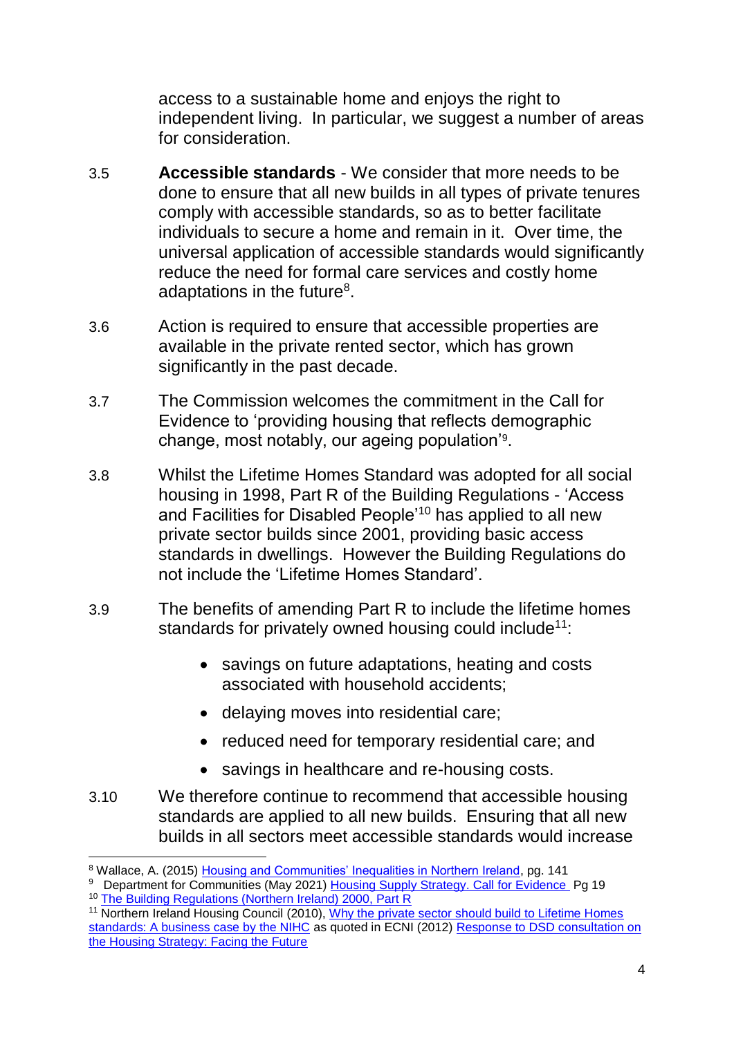access to a sustainable home and enjoys the right to independent living. In particular, we suggest a number of areas for consideration.

3.5 **Accessible standards** - We consider that more needs to be done to ensure that all new builds in all types of private tenures comply with accessible standards, so as to better facilitate individuals to secure a home and remain in it. Over time, the universal application of accessible standards would significantly reduce the need for formal care services and costly home adaptations in the future[8].

3.6 Action is required to ensure that accessible properties are available in the private rented sector, which has grown significantly in the past decade.

3.7 The Commission welcomes the commitment in the Call for Evidence to 'providing housing that reflects demographic change, most notably, our ageing population'[9].

3.8 Whilst the Lifetime Homes Standard was adopted for all social housing in 1998, Part R of the Building Regulations - 'Access and Facilities for Disabled People'[10] has applied to all new private sector builds since 2001, providing basic access standards in dwellings. However the Building Regulations do not include the 'Lifetime Homes Standard'.

3.9 The benefits of amending Part R to include the lifetime homes standards for privately owned housing could include[11]:

- savings on future adaptations, heating and costs associated with household accidents;
- delaying moves into residential care;
- reduced need for temporary residential care; and
- savings in healthcare and re-housing costs.

3.10 We therefore continue to recommend that accessible housing standards are applied to all new builds. Ensuring that all new builds in all sectors meet accessible standards would increase

---

[8] Wallace, A. (2015) Housing and Communities' Inequalities in Northern Ireland, pg. 141

[9] Department for Communities (May 2021) Housing Supply Strategy. Call for Evidence Pg 19

[10] The Building Regulations (Northern Ireland) 2000, Part R

[11] Northern Ireland Housing Council (2010), Why the private sector should build to Lifetime Homes standards: A business case by the NIHC as quoted in ECNI (2012) Response to DSD consultation on the Housing Strategy: Facing the Future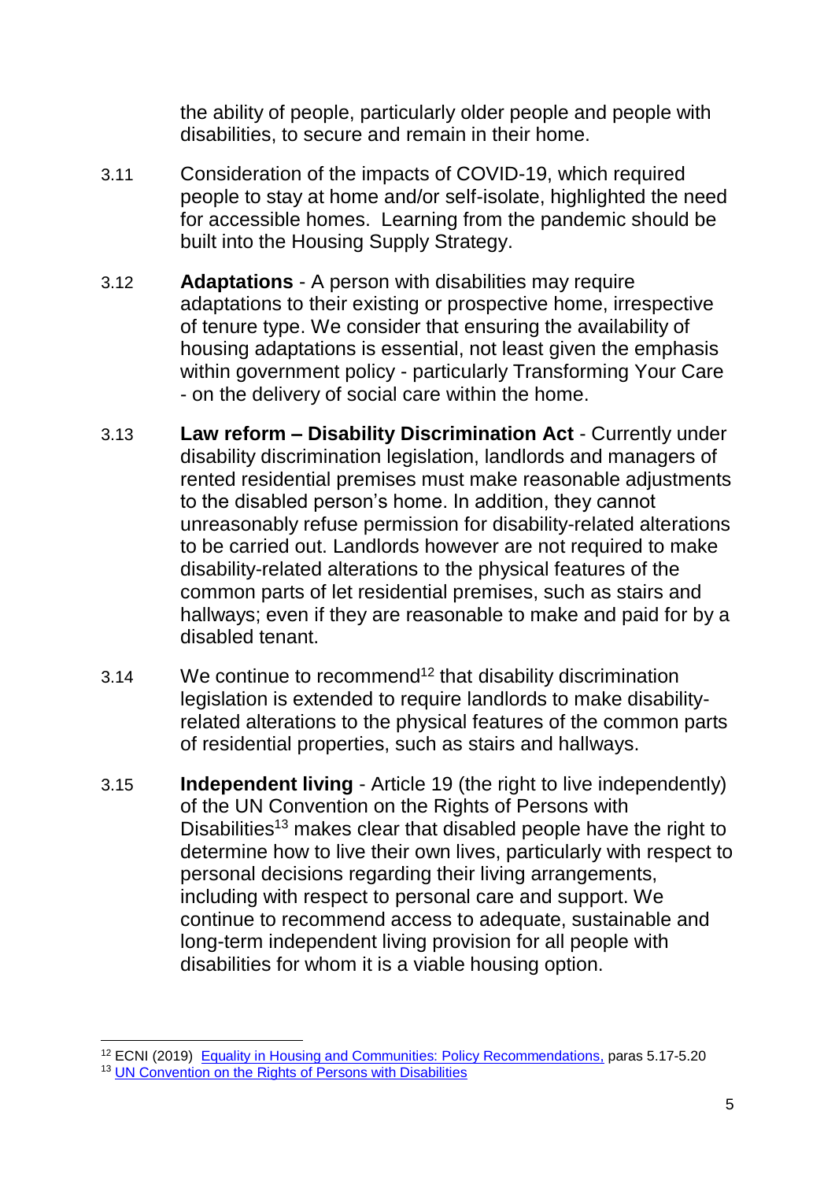the ability of people, particularly older people and people with disabilities, to secure and remain in their home.

3.11 Consideration of the impacts of COVID-19, which required people to stay at home and/or self-isolate, highlighted the need for accessible homes. Learning from the pandemic should be built into the Housing Supply Strategy.

3.12 **Adaptations** - A person with disabilities may require adaptations to their existing or prospective home, irrespective of tenure type. We consider that ensuring the availability of housing adaptations is essential, not least given the emphasis within government policy - particularly Transforming Your Care - on the delivery of social care within the home.

3.13 **Law reform – Disability Discrimination Act** - Currently under disability discrimination legislation, landlords and managers of rented residential premises must make reasonable adjustments to the disabled person's home. In addition, they cannot unreasonably refuse permission for disability-related alterations to be carried out. Landlords however are not required to make disability-related alterations to the physical features of the common parts of let residential premises, such as stairs and hallways; even if they are reasonable to make and paid for by a disabled tenant.

3.14 We continue to recommend[12] that disability discrimination legislation is extended to require landlords to make disability-related alterations to the physical features of the common parts of residential properties, such as stairs and hallways.

3.15 **Independent living** - Article 19 (the right to live independently) of the UN Convention on the Rights of Persons with Disabilities[13] makes clear that disabled people have the right to determine how to live their own lives, particularly with respect to personal decisions regarding their living arrangements, including with respect to personal care and support. We continue to recommend access to adequate, sustainable and long-term independent living provision for all people with disabilities for whom it is a viable housing option.

---

[12] ECNI (2019) Equality in Housing and Communities: Policy Recommendations, paras 5.17-5.20

[13] UN Convention on the Rights of Persons with Disabilities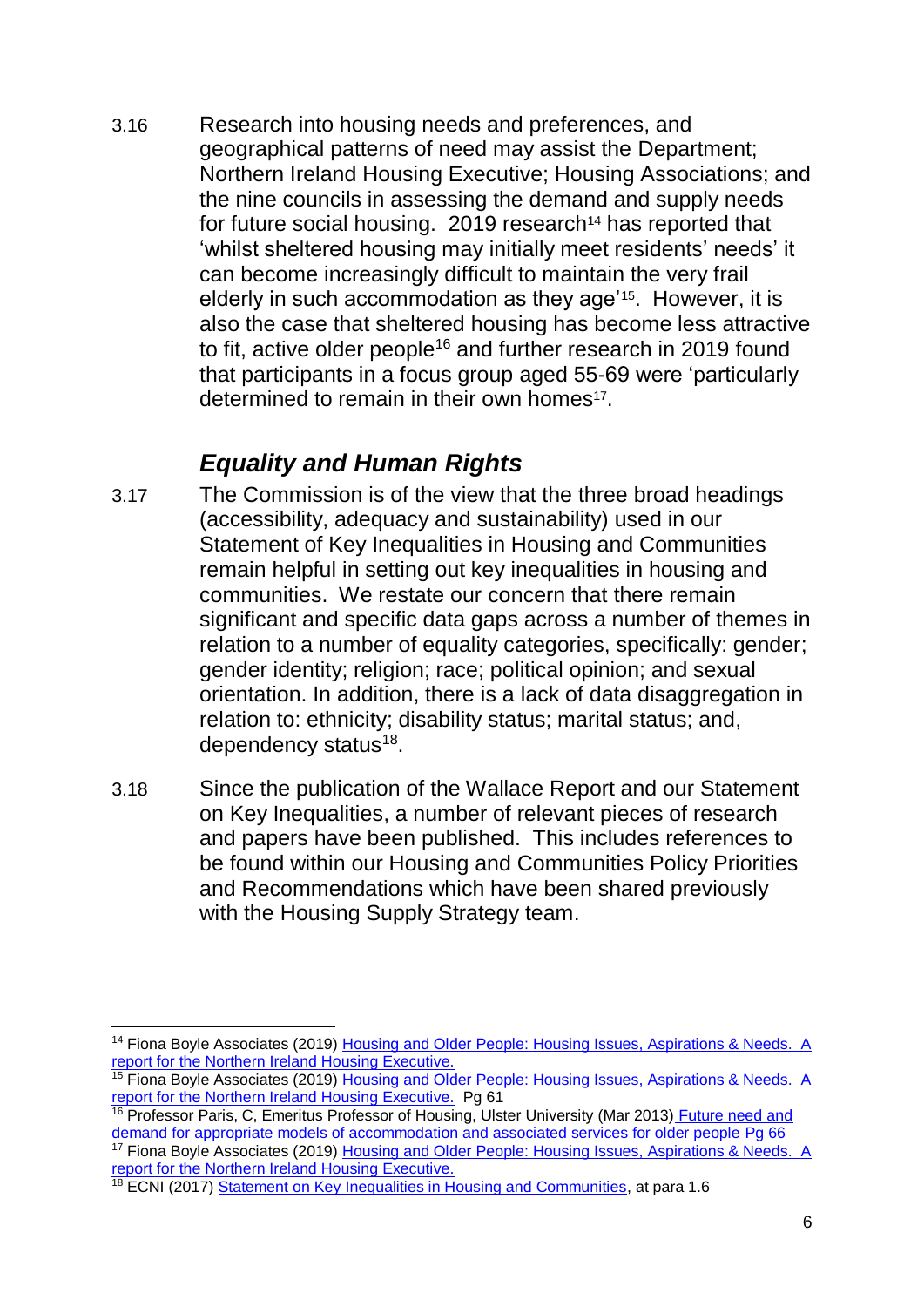3.16 Research into housing needs and preferences, and geographical patterns of need may assist the Department; Northern Ireland Housing Executive; Housing Associations; and the nine councils in assessing the demand and supply needs for future social housing. 2019 research[14] has reported that 'whilst sheltered housing may initially meet residents' needs' it can become increasingly difficult to maintain the very frail elderly in such accommodation as they age'[15]. However, it is also the case that sheltered housing has become less attractive to fit, active older people[16] and further research in 2019 found that participants in a focus group aged 55-69 were 'particularly determined to remain in their own homes[17].

## *Equality and Human Rights*

3.17 The Commission is of the view that the three broad headings (accessibility, adequacy and sustainability) used in our Statement of Key Inequalities in Housing and Communities remain helpful in setting out key inequalities in housing and communities. We restate our concern that there remain significant and specific data gaps across a number of themes in relation to a number of equality categories, specifically: gender; gender identity; religion; race; political opinion; and sexual orientation. In addition, there is a lack of data disaggregation in relation to: ethnicity; disability status; marital status; and, dependency status[18].

3.18 Since the publication of the Wallace Report and our Statement on Key Inequalities, a number of relevant pieces of research and papers have been published. This includes references to be found within our Housing and Communities Policy Priorities and Recommendations which have been shared previously with the Housing Supply Strategy team.

---

[14] Fiona Boyle Associates (2019) Housing and Older People: Housing Issues, Aspirations & Needs. A report for the Northern Ireland Housing Executive.

[15] Fiona Boyle Associates (2019) Housing and Older People: Housing Issues, Aspirations & Needs. A report for the Northern Ireland Housing Executive. Pg 61

[16] Professor Paris, C, Emeritus Professor of Housing, Ulster University (Mar 2013) Future need and demand for appropriate models of accommodation and associated services for older people Pg 66

[17] Fiona Boyle Associates (2019) Housing and Older People: Housing Issues, Aspirations & Needs. A report for the Northern Ireland Housing Executive.

[18] ECNI (2017) Statement on Key Inequalities in Housing and Communities, at para 1.6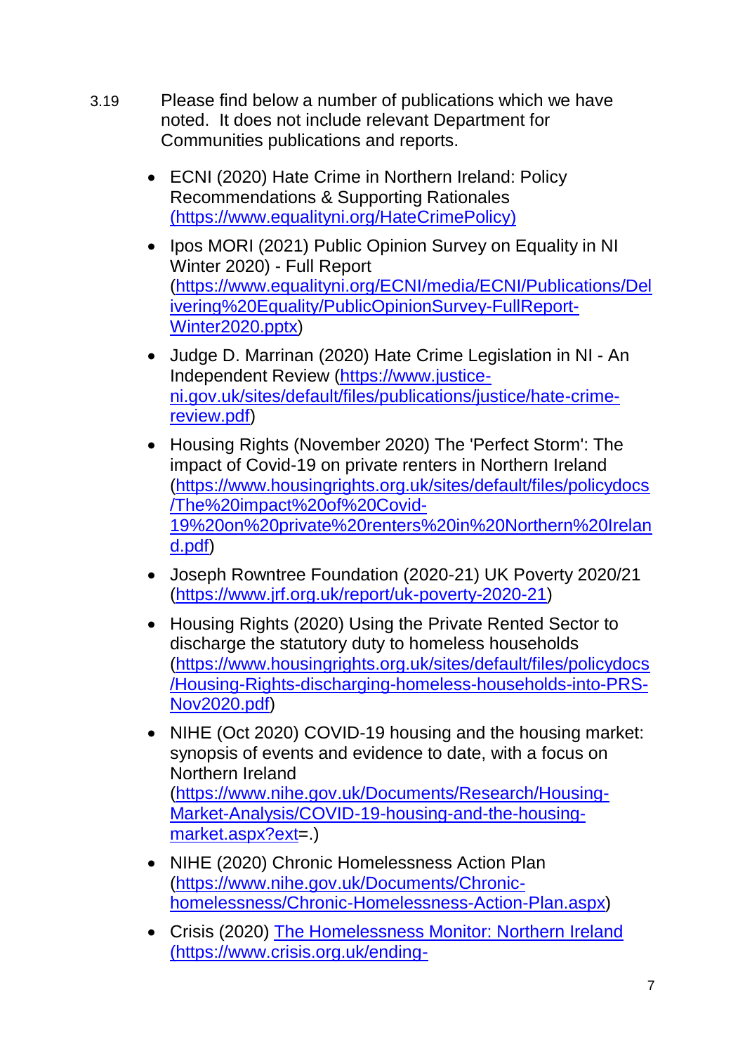3.19 Please find below a number of publications which we have noted. It does not include relevant Department for Communities publications and reports.

- ECNI (2020) Hate Crime in Northern Ireland: Policy Recommendations & Supporting Rationales (https://www.equalityni.org/HateCrimePolicy)
- Ipos MORI (2021) Public Opinion Survey on Equality in NI Winter 2020) - Full Report (https://www.equalityni.org/ECNI/media/ECNI/Publications/Delivering%20Equality/PublicOpinionSurvey-FullReport-Winter2020.pptx)
- Judge D. Marrinan (2020) Hate Crime Legislation in NI - An Independent Review (https://www.justice-ni.gov.uk/sites/default/files/publications/justice/hate-crime-review.pdf)
- Housing Rights (November 2020) The 'Perfect Storm': The impact of Covid-19 on private renters in Northern Ireland (https://www.housingrights.org.uk/sites/default/files/policydocs/The%20impact%20of%20Covid-19%20on%20private%20renters%20in%20Northern%20Ireland.pdf)
- Joseph Rowntree Foundation (2020-21) UK Poverty 2020/21 (https://www.jrf.org.uk/report/uk-poverty-2020-21)
- Housing Rights (2020) Using the Private Rented Sector to discharge the statutory duty to homeless households (https://www.housingrights.org.uk/sites/default/files/policydocs/Housing-Rights-discharging-homeless-households-into-PRS-Nov2020.pdf)
- NIHE (Oct 2020) COVID-19 housing and the housing market: synopsis of events and evidence to date, with a focus on Northern Ireland (https://www.nihe.gov.uk/Documents/Research/Housing-Market-Analysis/COVID-19-housing-and-the-housing-market.aspx?ext=.)
- NIHE (2020) Chronic Homelessness Action Plan (https://www.nihe.gov.uk/Documents/Chronic-homelessness/Chronic-Homelessness-Action-Plan.aspx)
- Crisis (2020) The Homelessness Monitor: Northern Ireland (https://www.crisis.org.uk/ending-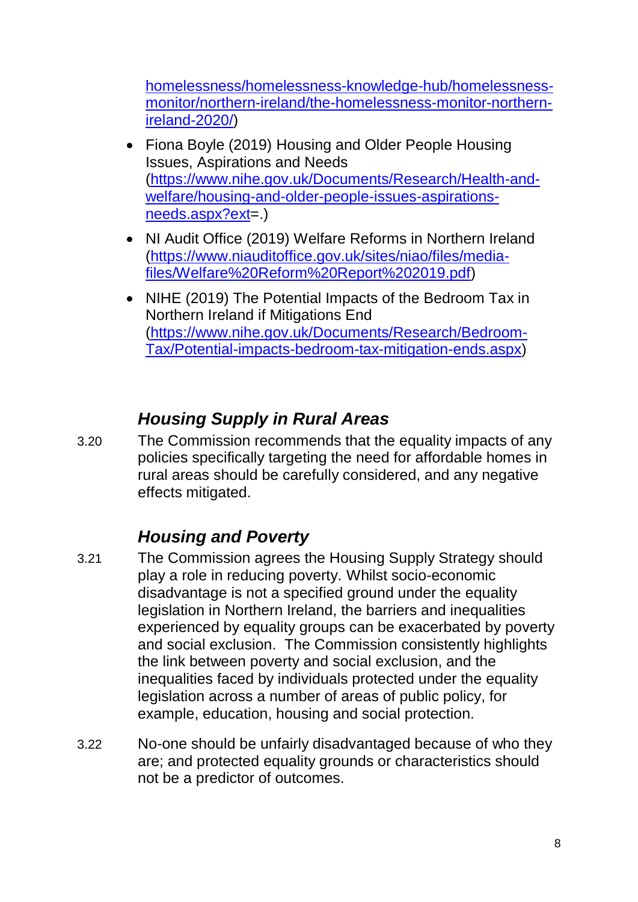homelessness/homelessness-knowledge-hub/homelessness-monitor/northern-ireland/the-homelessness-monitor-northern-ireland-2020/)

- Fiona Boyle (2019) Housing and Older People Housing Issues, Aspirations and Needs (https://www.nihe.gov.uk/Documents/Research/Health-and-welfare/housing-and-older-people-issues-aspirations-needs.aspx?ext=.)
- NI Audit Office (2019) Welfare Reforms in Northern Ireland (https://www.niauditoffice.gov.uk/sites/niao/files/media-files/Welfare%20Reform%20Report%202019.pdf)
- NIHE (2019) The Potential Impacts of the Bedroom Tax in Northern Ireland if Mitigations End (https://www.nihe.gov.uk/Documents/Research/Bedroom-Tax/Potential-impacts-bedroom-tax-mitigation-ends.aspx)

### *Housing Supply in Rural Areas*

3.20 The Commission recommends that the equality impacts of any policies specifically targeting the need for affordable homes in rural areas should be carefully considered, and any negative effects mitigated.

### *Housing and Poverty*

3.21 The Commission agrees the Housing Supply Strategy should play a role in reducing poverty. Whilst socio-economic disadvantage is not a specified ground under the equality legislation in Northern Ireland, the barriers and inequalities experienced by equality groups can be exacerbated by poverty and social exclusion. The Commission consistently highlights the link between poverty and social exclusion, and the inequalities faced by individuals protected under the equality legislation across a number of areas of public policy, for example, education, housing and social protection.

3.22 No-one should be unfairly disadvantaged because of who they are; and protected equality grounds or characteristics should not be a predictor of outcomes.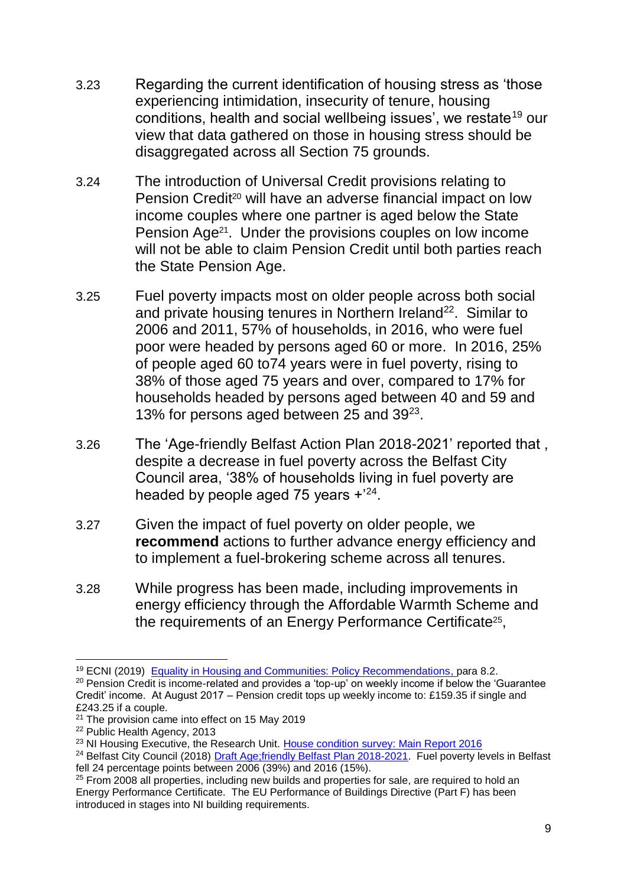3.23 Regarding the current identification of housing stress as 'those experiencing intimidation, insecurity of tenure, housing conditions, health and social wellbeing issues', we restate[19] our view that data gathered on those in housing stress should be disaggregated across all Section 75 grounds.

3.24 The introduction of Universal Credit provisions relating to Pension Credit[20] will have an adverse financial impact on low income couples where one partner is aged below the State Pension Age[21]. Under the provisions couples on low income will not be able to claim Pension Credit until both parties reach the State Pension Age.

3.25 Fuel poverty impacts most on older people across both social and private housing tenures in Northern Ireland[22]. Similar to 2006 and 2011, 57% of households, in 2016, who were fuel poor were headed by persons aged 60 or more. In 2016, 25% of people aged 60 to74 years were in fuel poverty, rising to 38% of those aged 75 years and over, compared to 17% for households headed by persons aged between 40 and 59 and 13% for persons aged between 25 and 39[23].

3.26 The 'Age-friendly Belfast Action Plan 2018-2021' reported that , despite a decrease in fuel poverty across the Belfast City Council area, '38% of households living in fuel poverty are headed by people aged 75 years +'[24].

3.27 Given the impact of fuel poverty on older people, we **recommend** actions to further advance energy efficiency and to implement a fuel-brokering scheme across all tenures.

3.28 While progress has been made, including improvements in energy efficiency through the Affordable Warmth Scheme and the requirements of an Energy Performance Certificate[25],

---

[19] ECNI (2019) Equality in Housing and Communities: Policy Recommendations, para 8.2.

[20] Pension Credit is income-related and provides a 'top-up' on weekly income if below the 'Guarantee Credit' income. At August 2017 – Pension credit tops up weekly income to: £159.35 if single and £243.25 if a couple.

[21] The provision came into effect on 15 May 2019

[22] Public Health Agency, 2013

[23] NI Housing Executive, the Research Unit. House condition survey: Main Report 2016

[24] Belfast City Council (2018) Draft Age;friendly Belfast Plan 2018-2021. Fuel poverty levels in Belfast fell 24 percentage points between 2006 (39%) and 2016 (15%).

[25] From 2008 all properties, including new builds and properties for sale, are required to hold an Energy Performance Certificate. The EU Performance of Buildings Directive (Part F) has been introduced in stages into NI building requirements.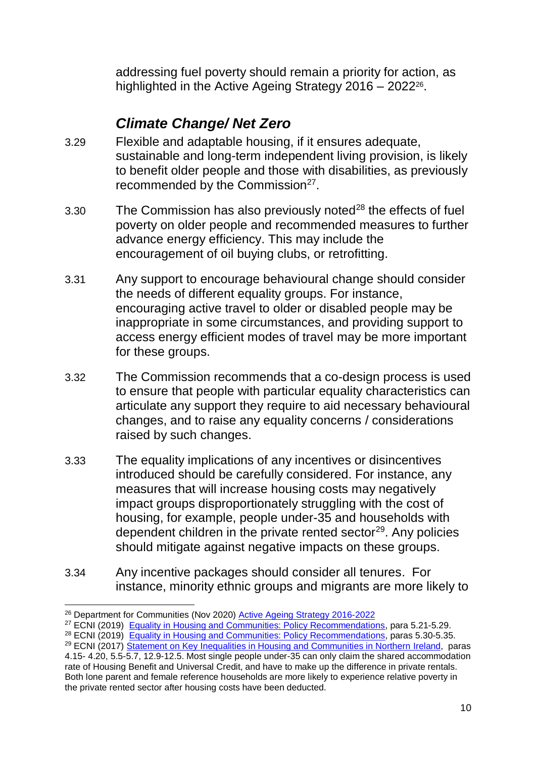addressing fuel poverty should remain a priority for action, as highlighted in the Active Ageing Strategy 2016 – 2022[26].

### *Climate Change/ Net Zero*

3.29 Flexible and adaptable housing, if it ensures adequate, sustainable and long-term independent living provision, is likely to benefit older people and those with disabilities, as previously recommended by the Commission[27].

3.30 The Commission has also previously noted[28] the effects of fuel poverty on older people and recommended measures to further advance energy efficiency. This may include the encouragement of oil buying clubs, or retrofitting.

3.31 Any support to encourage behavioural change should consider the needs of different equality groups. For instance, encouraging active travel to older or disabled people may be inappropriate in some circumstances, and providing support to access energy efficient modes of travel may be more important for these groups.

3.32 The Commission recommends that a co-design process is used to ensure that people with particular equality characteristics can articulate any support they require to aid necessary behavioural changes, and to raise any equality concerns / considerations raised by such changes.

3.33 The equality implications of any incentives or disincentives introduced should be carefully considered. For instance, any measures that will increase housing costs may negatively impact groups disproportionately struggling with the cost of housing, for example, people under-35 and households with dependent children in the private rented sector[29]. Any policies should mitigate against negative impacts on these groups.

3.34 Any incentive packages should consider all tenures. For instance, minority ethnic groups and migrants are more likely to

---

[26] Department for Communities (Nov 2020) Active Ageing Strategy 2016-2022

[27] ECNI (2019) Equality in Housing and Communities: Policy Recommendations, para 5.21-5.29.

[28] ECNI (2019) Equality in Housing and Communities: Policy Recommendations, paras 5.30-5.35.

[29] ECNI (2017) Statement on Key Inequalities in Housing and Communities in Northern Ireland, paras 4.15- 4.20, 5.5-5.7, 12.9-12.5. Most single people under-35 can only claim the shared accommodation rate of Housing Benefit and Universal Credit, and have to make up the difference in private rentals. Both lone parent and female reference households are more likely to experience relative poverty in the private rented sector after housing costs have been deducted.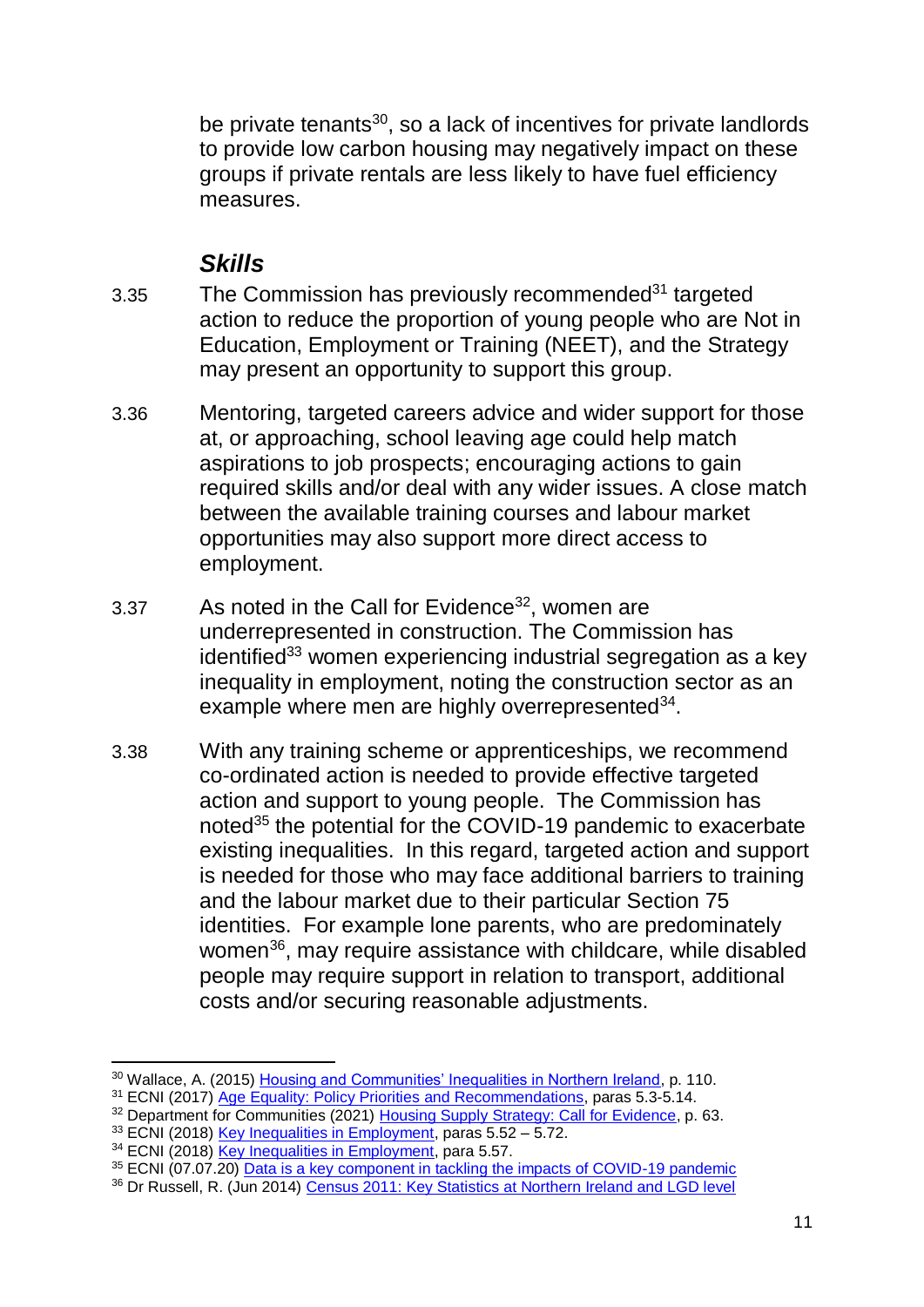be private tenants[30], so a lack of incentives for private landlords to provide low carbon housing may negatively impact on these groups if private rentals are less likely to have fuel efficiency measures.

### *Skills*

3.35 The Commission has previously recommended[31] targeted action to reduce the proportion of young people who are Not in Education, Employment or Training (NEET), and the Strategy may present an opportunity to support this group.

3.36 Mentoring, targeted careers advice and wider support for those at, or approaching, school leaving age could help match aspirations to job prospects; encouraging actions to gain required skills and/or deal with any wider issues. A close match between the available training courses and labour market opportunities may also support more direct access to employment.

3.37 As noted in the Call for Evidence[32], women are underrepresented in construction. The Commission has identified[33] women experiencing industrial segregation as a key inequality in employment, noting the construction sector as an example where men are highly overrepresented[34].

3.38 With any training scheme or apprenticeships, we recommend co-ordinated action is needed to provide effective targeted action and support to young people. The Commission has noted[35] the potential for the COVID-19 pandemic to exacerbate existing inequalities. In this regard, targeted action and support is needed for those who may face additional barriers to training and the labour market due to their particular Section 75 identities. For example lone parents, who are predominately women[36], may require assistance with childcare, while disabled people may require support in relation to transport, additional costs and/or securing reasonable adjustments.

---

[30] Wallace, A. (2015) Housing and Communities' Inequalities in Northern Ireland, p. 110.

[31] ECNI (2017) Age Equality: Policy Priorities and Recommendations, paras 5.3-5.14.

[32] Department for Communities (2021) Housing Supply Strategy: Call for Evidence, p. 63.

[33] ECNI (2018) Key Inequalities in Employment, paras 5.52 – 5.72.

[34] ECNI (2018) Key Inequalities in Employment, para 5.57.

[35] ECNI (07.07.20) Data is a key component in tackling the impacts of COVID-19 pandemic

[36] Dr Russell, R. (Jun 2014) Census 2011: Key Statistics at Northern Ireland and LGD level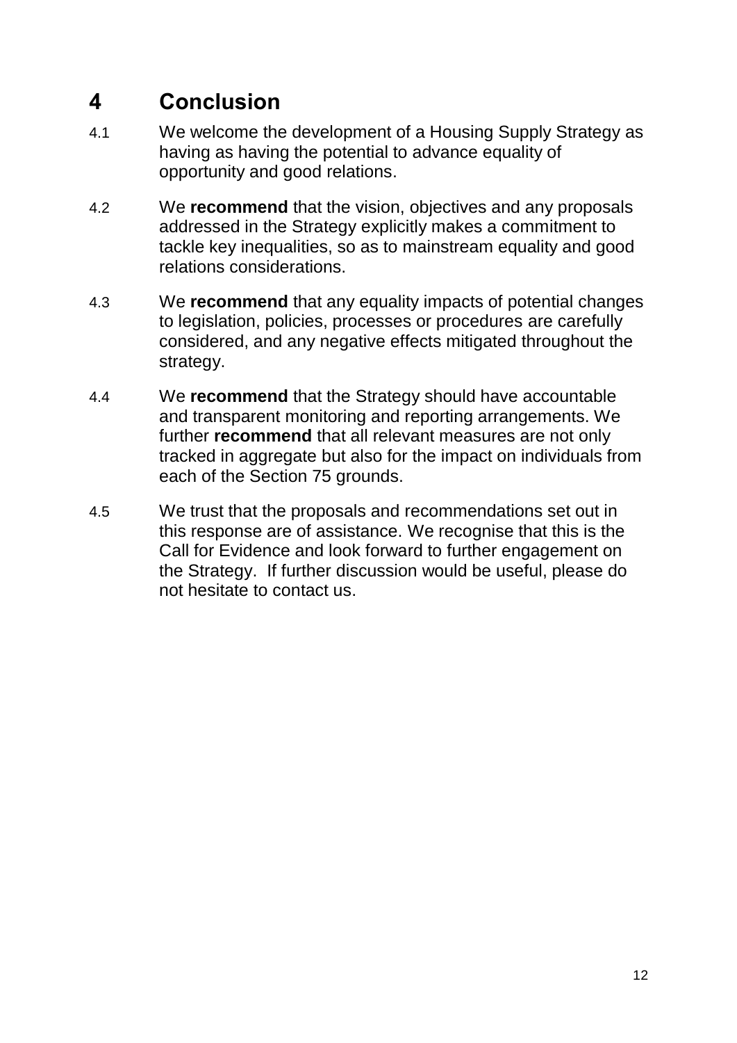# 4 Conclusion

4.1 We welcome the development of a Housing Supply Strategy as having as having the potential to advance equality of opportunity and good relations.

4.2 We **recommend** that the vision, objectives and any proposals addressed in the Strategy explicitly makes a commitment to tackle key inequalities, so as to mainstream equality and good relations considerations.

4.3 We **recommend** that any equality impacts of potential changes to legislation, policies, processes or procedures are carefully considered, and any negative effects mitigated throughout the strategy.

4.4 We **recommend** that the Strategy should have accountable and transparent monitoring and reporting arrangements. We further **recommend** that all relevant measures are not only tracked in aggregate but also for the impact on individuals from each of the Section 75 grounds.

4.5 We trust that the proposals and recommendations set out in this response are of assistance. We recognise that this is the Call for Evidence and look forward to further engagement on the Strategy. If further discussion would be useful, please do not hesitate to contact us.